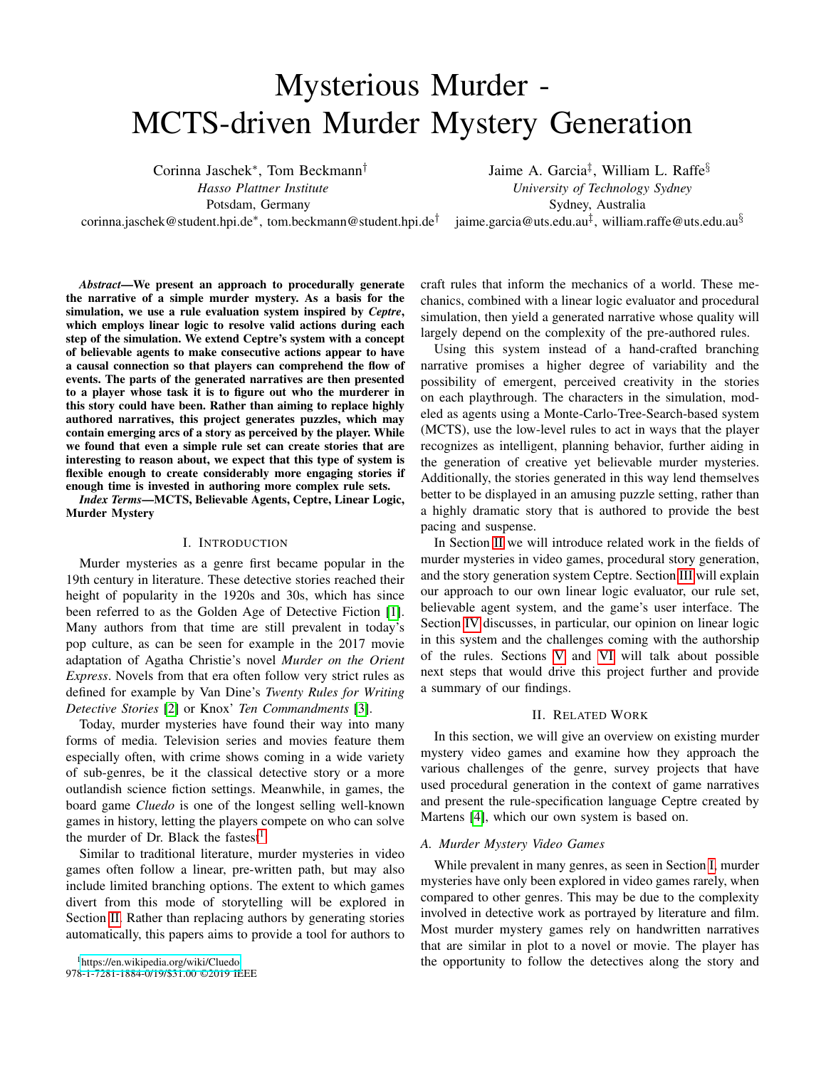# Mysterious Murder - MCTS-driven Murder Mystery Generation

Corinna Jaschek*, Tom Beckmann†
*Hasso Plattner Institute*
Potsdam, Germany
corinna.jaschek@student.hpi.de*, tom.beckmann@student.hpi.de†

Jaime A. Garcia‡, William L. Raffe§
*University of Technology Sydney*
Sydney, Australia
jaime.garcia@uts.edu.au‡, william.raffe@uts.edu.au§

***Abstract*—We present an approach to procedurally generate the narrative of a simple murder mystery. As a basis for the simulation, we use a rule evaluation system inspired by *Ceptre*, which employs linear logic to resolve valid actions during each step of the simulation. We extend Ceptre's system with a concept of believable agents to make consecutive actions appear to have a causal connection so that players can comprehend the flow of events. The parts of the generated narratives are then presented to a player whose task it is to figure out who the murderer in this story could have been. Rather than aiming to replace highly authored narratives, this project generates puzzles, which may contain emerging arcs of a story as perceived by the player. While we found that even a simple rule set can create stories that are interesting to reason about, we expect that this type of system is flexible enough to create considerably more engaging stories if enough time is invested in authoring more complex rule sets.**

***Index Terms*—MCTS, Believable Agents, Ceptre, Linear Logic, Murder Mystery**

## I. Introduction

Murder mysteries as a genre first became popular in the 19th century in literature. These detective stories reached their height of popularity in the 1920s and 30s, which has since been referred to as the Golden Age of Detective Fiction [1]. Many authors from that time are still prevalent in today's pop culture, as can be seen for example in the 2017 movie adaptation of Agatha Christie's novel *Murder on the Orient Express*. Novels from that era often follow very strict rules as defined for example by Van Dine's *Twenty Rules for Writing Detective Stories* [2] or Knox' *Ten Commandments* [3].

Today, murder mysteries have found their way into many forms of media. Television series and movies feature them especially often, with crime shows coming in a wide variety of sub-genres, be it the classical detective story or a more outlandish science fiction settings. Meanwhile, in games, the board game *Cluedo* is one of the longest selling well-known games in history, letting the players compete on who can solve the murder of Dr. Black the fastest[1].

Similar to traditional literature, murder mysteries in video games often follow a linear, pre-written path, but may also include limited branching options. The extent to which games divert from this mode of storytelling will be explored in Section II. Rather than replacing authors by generating stories automatically, this papers aims to provide a tool for authors to craft rules that inform the mechanics of a world. These mechanics, combined with a linear logic evaluator and procedural simulation, then yield a generated narrative whose quality will largely depend on the complexity of the pre-authored rules.

Using this system instead of a hand-crafted branching narrative promises a higher degree of variability and the possibility of emergent, perceived creativity in the stories on each playthrough. The characters in the simulation, modeled as agents using a Monte-Carlo-Tree-Search-based system (MCTS), use the low-level rules to act in ways that the player recognizes as intelligent, planning behavior, further aiding in the generation of creative yet believable murder mysteries. Additionally, the stories generated in this way lend themselves better to be displayed in an amusing puzzle setting, rather than a highly dramatic story that is authored to provide the best pacing and suspense.

In Section II we will introduce related work in the fields of murder mysteries in video games, procedural story generation, and the story generation system Ceptre. Section III will explain our approach to our own linear logic evaluator, our rule set, believable agent system, and the game's user interface. The Section IV discusses, in particular, our opinion on linear logic in this system and the challenges coming with the authorship of the rules. Sections V and VI will talk about possible next steps that would drive this project further and provide a summary of our findings.

## II. Related Work

In this section, we will give an overview on existing murder mystery video games and examine how they approach the various challenges of the genre, survey projects that have used procedural generation in the context of game narratives and present the rule-specification language Ceptre created by Martens [4], which our own system is based on.

### A. Murder Mystery Video Games

While prevalent in many genres, as seen in Section I, murder mysteries have only been explored in video games rarely, when compared to other genres. This may be due to the complexity involved in detective work as portrayed by literature and film. Most murder mystery games rely on handwritten narratives that are similar in plot to a novel or movie. The player has the opportunity to follow the detectives along the story and

[1] https://en.wikipedia.org/wiki/Cluedo

978-1-7281-1884-0/19/$31.00 ©2019 IEEE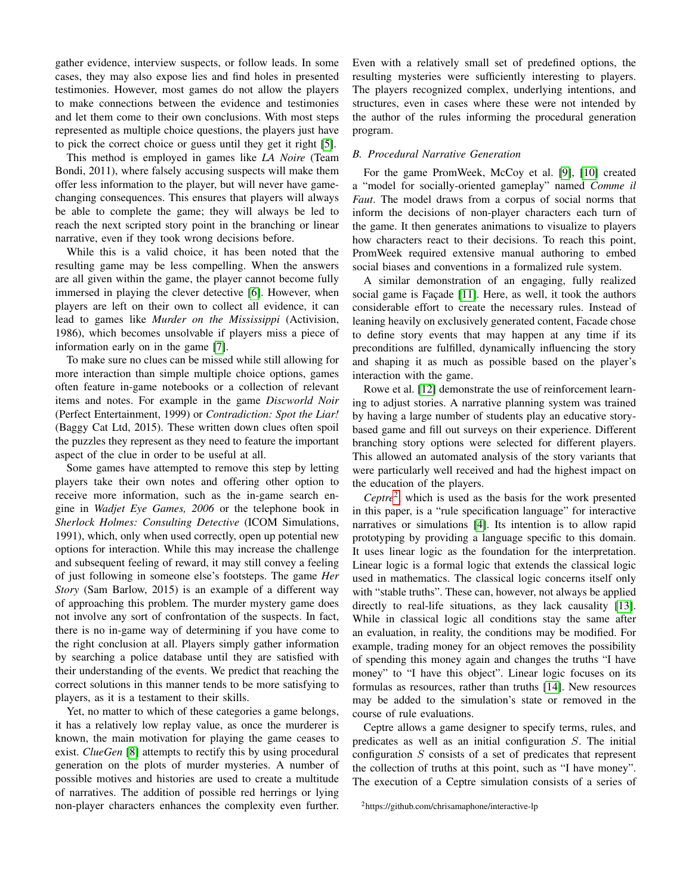gather evidence, interview suspects, or follow leads. In some cases, they may also expose lies and find holes in presented testimonies. However, most games do not allow the players to make connections between the evidence and testimonies and let them come to their own conclusions. With most steps represented as multiple choice questions, the players just have to pick the correct choice or guess until they get it right [5].

This method is employed in games like *LA Noire* (Team Bondi, 2011), where falsely accusing suspects will make them offer less information to the player, but will never have game-changing consequences. This ensures that players will always be able to complete the game; they will always be led to reach the next scripted story point in the branching or linear narrative, even if they took wrong decisions before.

While this is a valid choice, it has been noted that the resulting game may be less compelling. When the answers are all given within the game, the player cannot become fully immersed in playing the clever detective [6]. However, when players are left on their own to collect all evidence, it can lead to games like *Murder on the Mississippi* (Activision, 1986), which becomes unsolvable if players miss a piece of information early on in the game [7].

To make sure no clues can be missed while still allowing for more interaction than simple multiple choice options, games often feature in-game notebooks or a collection of relevant items and notes. For example in the game *Discworld Noir* (Perfect Entertainment, 1999) or *Contradiction: Spot the Liar!* (Baggy Cat Ltd, 2015). These written down clues often spoil the puzzles they represent as they need to feature the important aspect of the clue in order to be useful at all.

Some games have attempted to remove this step by letting players take their own notes and offering other option to receive more information, such as the in-game search engine in *Wadjet Eye Games, 2006* or the telephone book in *Sherlock Holmes: Consulting Detective* (ICOM Simulations, 1991), which, only when used correctly, open up potential new options for interaction. While this may increase the challenge and subsequent feeling of reward, it may still convey a feeling of just following in someone else's footsteps. The game *Her Story* (Sam Barlow, 2015) is an example of a different way of approaching this problem. The murder mystery game does not involve any sort of confrontation of the suspects. In fact, there is no in-game way of determining if you have come to the right conclusion at all. Players simply gather information by searching a police database until they are satisfied with their understanding of the events. We predict that reaching the correct solutions in this manner tends to be more satisfying to players, as it is a testament to their skills.

Yet, no matter to which of these categories a game belongs, it has a relatively low replay value, as once the murderer is known, the main motivation for playing the game ceases to exist. *ClueGen* [8] attempts to rectify this by using procedural generation on the plots of murder mysteries. A number of possible motives and histories are used to create a multitude of narratives. The addition of possible red herrings or lying non-player characters enhances the complexity even further. Even with a relatively small set of predefined options, the resulting mysteries were sufficiently interesting to players. The players recognized complex, underlying intentions, and structures, even in cases where these were not intended by the author of the rules informing the procedural generation program.

### *B. Procedural Narrative Generation*

For the game PromWeek, McCoy et al. [9], [10] created a "model for socially-oriented gameplay" named *Comme il Faut*. The model draws from a corpus of social norms that inform the decisions of non-player characters each turn of the game. It then generates animations to visualize to players how characters react to their decisions. To reach this point, PromWeek required extensive manual authoring to embed social biases and conventions in a formalized rule system.

A similar demonstration of an engaging, fully realized social game is Façade [11]. Here, as well, it took the authors considerable effort to create the necessary rules. Instead of leaning heavily on exclusively generated content, Facade chose to define story events that may happen at any time if its preconditions are fulfilled, dynamically influencing the story and shaping it as much as possible based on the player's interaction with the game.

Rowe et al. [12] demonstrate the use of reinforcement learning to adjust stories. A narrative planning system was trained by having a large number of students play an educative story-based game and fill out surveys on their experience. Different branching story options were selected for different players. This allowed an automated analysis of the story variants that were particularly well received and had the highest impact on the education of the players.

*Ceptre*[2] which is used as the basis for the work presented in this paper, is a "rule specification language" for interactive narratives or simulations [4]. Its intention is to allow rapid prototyping by providing a language specific to this domain. It uses linear logic as the foundation for the interpretation. Linear logic is a formal logic that extends the classical logic used in mathematics. The classical logic concerns itself only with "stable truths". These can, however, not always be applied directly to real-life situations, as they lack causality [13]. While in classical logic all conditions stay the same after an evaluation, in reality, the conditions may be modified. For example, trading money for an object removes the possibility of spending this money again and changes the truths "I have money" to "I have this object". Linear logic focuses on its formulas as resources, rather than truths [14]. New resources may be added to the simulation's state or removed in the course of rule evaluations.

Ceptre allows a game designer to specify terms, rules, and predicates as well as an initial configuration $S$. The initial configuration $S$ consists of a set of predicates that represent the collection of truths at this point, such as "I have money". The execution of a Ceptre simulation consists of a series of

[2] https://github.com/chrisamaphone/interactive-lp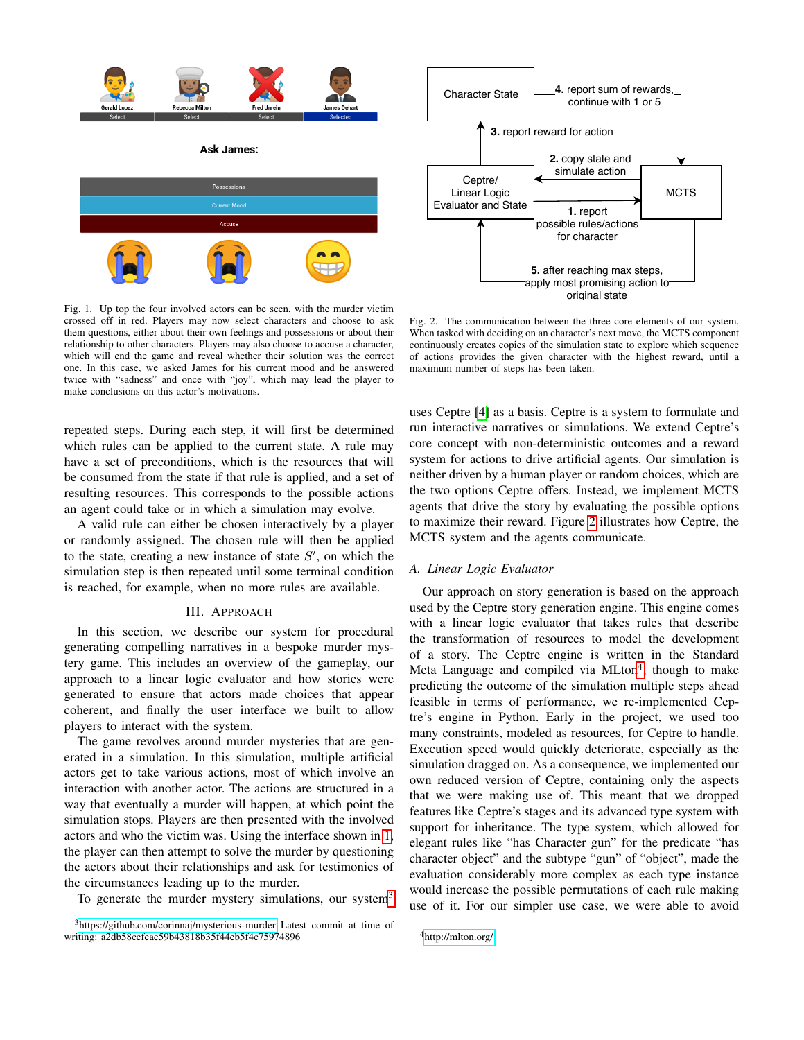Fig. 1. Up top the four involved actors can be seen, with the murder victim crossed off in red. Players may now select characters and choose to ask them questions, either about their own feelings and possessions or about their relationship to other characters. Players may also choose to accuse a character, which will end the game and reveal whether their solution was the correct one. In this case, we asked James for his current mood and he answered twice with "sadness" and once with "joy", which may lead the player to make conclusions on this actor's motivations.

Fig. 2. The communication between the three core elements of our system. When tasked with deciding on an character's next move, the MCTS component continuously creates copies of the simulation state to explore which sequence of actions provides the given character with the highest reward, until a maximum number of steps has been taken.

repeated steps. During each step, it will first be determined which rules can be applied to the current state. A rule may have a set of preconditions, which is the resources that will be consumed from the state if that rule is applied, and a set of resulting resources. This corresponds to the possible actions an agent could take or in which a simulation may evolve.

A valid rule can either be chosen interactively by a player or randomly assigned. The chosen rule will then be applied to the state, creating a new instance of state $S'$, on which the simulation step is then repeated until some terminal condition is reached, for example, when no more rules are available.

## III. Approach

In this section, we describe our system for procedural generating compelling narratives in a bespoke murder mystery game. This includes an overview of the gameplay, our approach to a linear logic evaluator and how stories were generated to ensure that actors made choices that appear coherent, and finally the user interface we built to allow players to interact with the system.

The game revolves around murder mysteries that are generated in a simulation. In this simulation, multiple artificial actors get to take various actions, most of which involve an interaction with another actor. The actions are structured in a way that eventually a murder will happen, at which point the simulation stops. Players are then presented with the involved actors and who the victim was. Using the interface shown in 1, the player can then attempt to solve the murder by questioning the actors about their relationships and ask for testimonies of the circumstances leading up to the murder.

To generate the murder mystery simulations, our system[3] uses Ceptre [4] as a basis. Ceptre is a system to formulate and run interactive narratives or simulations. We extend Ceptre's core concept with non-deterministic outcomes and a reward system for actions to drive artificial agents. Our simulation is neither driven by a human player or random choices, which are the two options Ceptre offers. Instead, we implement MCTS agents that drive the story by evaluating the possible options to maximize their reward. Figure 2 illustrates how Ceptre, the MCTS system and the agents communicate.

### A. Linear Logic Evaluator

Our approach on story generation is based on the approach used by the Ceptre story generation engine. This engine comes with a linear logic evaluator that takes rules that describe the transformation of resources to model the development of a story. The Ceptre engine is written in the Standard Meta Language and compiled via MLton[4], though to make predicting the outcome of the simulation multiple steps ahead feasible in terms of performance, we re-implemented Ceptre's engine in Python. Early in the project, we used too many constraints, modeled as resources, for Ceptre to handle. Execution speed would quickly deteriorate, especially as the simulation dragged on. As a consequence, we implemented our own reduced version of Ceptre, containing only the aspects that we were making use of. This meant that we dropped features like Ceptre's stages and its advanced type system with support for inheritance. The type system, which allowed for elegant rules like "has Character gun" for the predicate "has character object" and the subtype "gun" of "object", made the evaluation considerably more complex as each type instance would increase the possible permutations of each rule making use of it. For our simpler use case, we were able to avoid

[3] https://github.com/corinnaj/mysterious-murder Latest commit at time of writing: a2db58cefeae59b643818b35f44eb5f4c75974896

[4] http://mlton.org/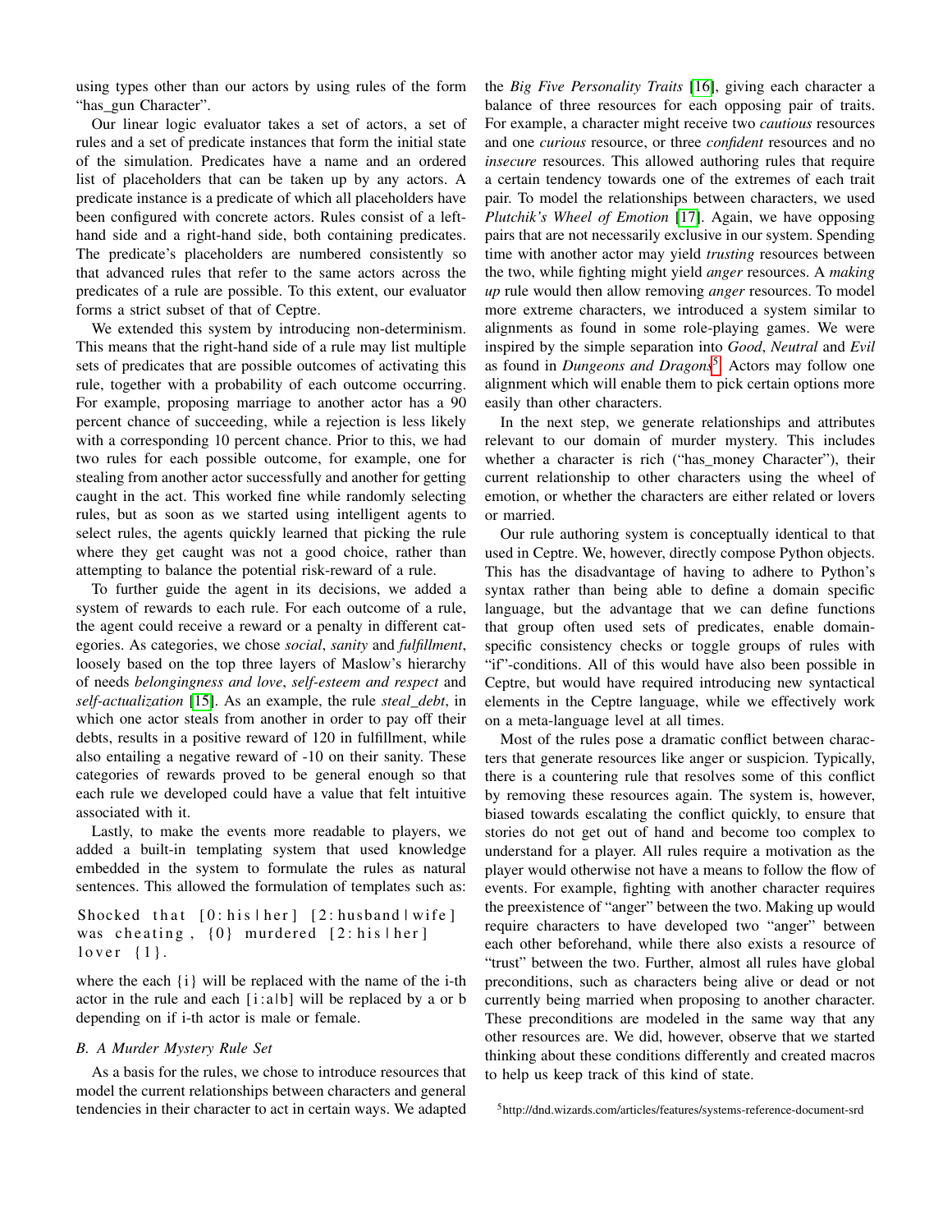using types other than our actors by using rules of the form "has_gun Character".

Our linear logic evaluator takes a set of actors, a set of rules and a set of predicate instances that form the initial state of the simulation. Predicates have a name and an ordered list of placeholders that can be taken up by any actors. A predicate instance is a predicate of which all placeholders have been configured with concrete actors. Rules consist of a left-hand side and a right-hand side, both containing predicates. The predicate's placeholders are numbered consistently so that advanced rules that refer to the same actors across the predicates of a rule are possible. To this extent, our evaluator forms a strict subset of that of Ceptre.

We extended this system by introducing non-determinism. This means that the right-hand side of a rule may list multiple sets of predicates that are possible outcomes of activating this rule, together with a probability of each outcome occurring. For example, proposing marriage to another actor has a 90 percent chance of succeeding, while a rejection is less likely with a corresponding 10 percent chance. Prior to this, we had two rules for each possible outcome, for example, one for stealing from another actor successfully and another for getting caught in the act. This worked fine while randomly selecting rules, but as soon as we started using intelligent agents to select rules, the agents quickly learned that picking the rule where they get caught was not a good choice, rather than attempting to balance the potential risk-reward of a rule.

To further guide the agent in its decisions, we added a system of rewards to each rule. For each outcome of a rule, the agent could receive a reward or a penalty in different categories. As categories, we chose *social*, *sanity* and *fulfillment*, loosely based on the top three layers of Maslow's hierarchy of needs *belongingness and love*, *self-esteem and respect* and *self-actualization* [15]. As an example, the rule *steal_debt*, in which one actor steals from another in order to pay off their debts, results in a positive reward of 120 in fulfillment, while also entailing a negative reward of -10 on their sanity. These categories of rewards proved to be general enough so that each rule we developed could have a value that felt intuitive associated with it.

Lastly, to make the events more readable to players, we added a built-in templating system that used knowledge embedded in the system to formulate the rules as natural sentences. This allowed the formulation of templates such as:

```
Shocked that [0:his|her] [2:husband|wife]
was cheating, {0} murdered [2:his|her]
lover {1}.
```

where the each {i} will be replaced with the name of the i-th actor in the rule and each [i:a|b] will be replaced by a or b depending on if i-th actor is male or female.

### B. A Murder Mystery Rule Set

As a basis for the rules, we chose to introduce resources that model the current relationships between characters and general tendencies in their character to act in certain ways. We adapted the *Big Five Personality Traits* [16], giving each character a balance of three resources for each opposing pair of traits. For example, a character might receive two *cautious* resources and one *curious* resource, or three *confident* resources and no *insecure* resources. This allowed authoring rules that require a certain tendency towards one of the extremes of each trait pair. To model the relationships between characters, we used *Plutchik's Wheel of Emotion* [17]. Again, we have opposing pairs that are not necessarily exclusive in our system. Spending time with another actor may yield *trusting* resources between the two, while fighting might yield *anger* resources. A *making up* rule would then allow removing *anger* resources. To model more extreme characters, we introduced a system similar to alignments as found in some role-playing games. We were inspired by the simple separation into *Good*, *Neutral* and *Evil* as found in *Dungeons and Dragons*[5]. Actors may follow one alignment which will enable them to pick certain options more easily than other characters.

In the next step, we generate relationships and attributes relevant to our domain of murder mystery. This includes whether a character is rich ("has_money Character"), their current relationship to other characters using the wheel of emotion, or whether the characters are either related or lovers or married.

Our rule authoring system is conceptually identical to that used in Ceptre. We, however, directly compose Python objects. This has the disadvantage of having to adhere to Python's syntax rather than being able to define a domain specific language, but the advantage that we can define functions that group often used sets of predicates, enable domain-specific consistency checks or toggle groups of rules with "if"-conditions. All of this would have also been possible in Ceptre, but would have required introducing new syntactical elements in the Ceptre language, while we effectively work on a meta-language level at all times.

Most of the rules pose a dramatic conflict between characters that generate resources like anger or suspicion. Typically, there is a countering rule that resolves some of this conflict by removing these resources again. The system is, however, biased towards escalating the conflict quickly, to ensure that stories do not get out of hand and become too complex to understand for a player. All rules require a motivation as the player would otherwise not have a means to follow the flow of events. For example, fighting with another character requires the preexistence of "anger" between the two. Making up would require characters to have developed two "anger" between each other beforehand, while there also exists a resource of "trust" between the two. Further, almost all rules have global preconditions, such as characters being alive or dead or not currently being married when proposing to another character. These preconditions are modeled in the same way that any other resources are. We did, however, observe that we started thinking about these conditions differently and created macros to help us keep track of this kind of state.

[5] http://dnd.wizards.com/articles/features/systems-reference-document-srd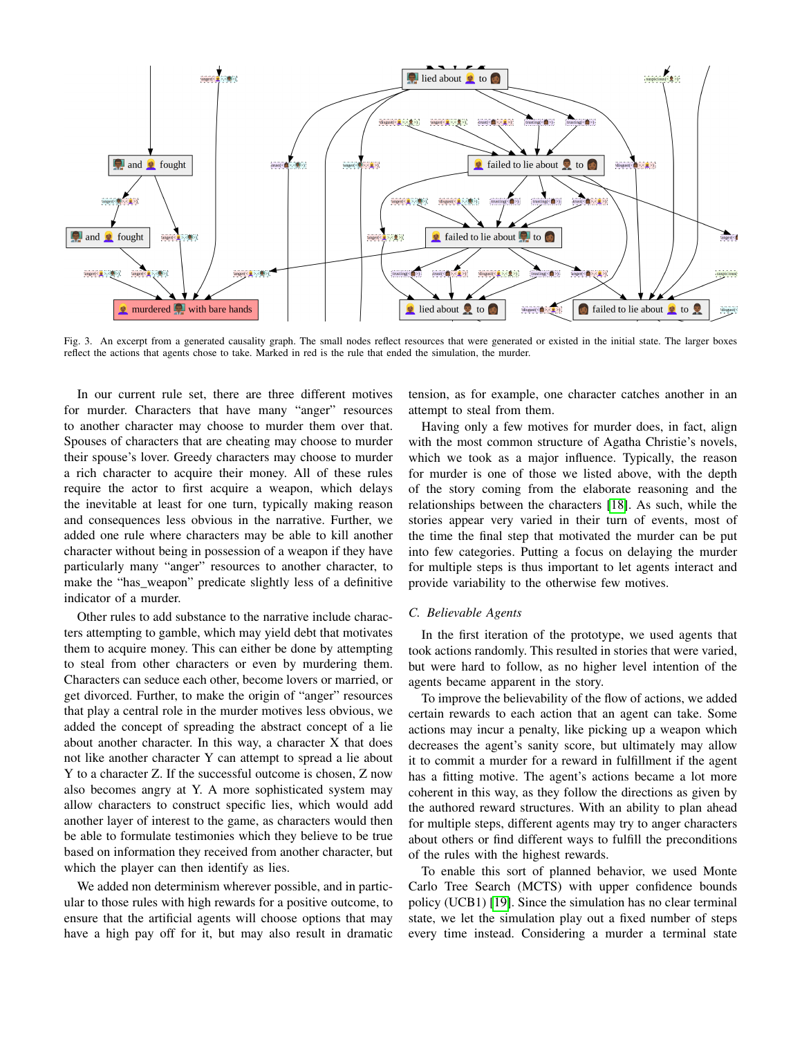Fig. 3. An excerpt from a generated causality graph. The small nodes reflect resources that were generated or existed in the initial state. The larger boxes reflect the actions that agents chose to take. Marked in red is the rule that ended the simulation, the murder.

In our current rule set, there are three different motives for murder. Characters that have many "anger" resources to another character may choose to murder them over that. Spouses of characters that are cheating may choose to murder their spouse's lover. Greedy characters may choose to murder a rich character to acquire their money. All of these rules require the actor to first acquire a weapon, which delays the inevitable at least for one turn, typically making reason and consequences less obvious in the narrative. Further, we added one rule where characters may be able to kill another character without being in possession of a weapon if they have particularly many "anger" resources to another character, to make the "has_weapon" predicate slightly less of a definitive indicator of a murder.

Other rules to add substance to the narrative include characters attempting to gamble, which may yield debt that motivates them to acquire money. This can either be done by attempting to steal from other characters or even by murdering them. Characters can seduce each other, become lovers or married, or get divorced. Further, to make the origin of "anger" resources that play a central role in the murder motives less obvious, we added the concept of spreading the abstract concept of a lie about another character. In this way, a character X that does not like another character Y can attempt to spread a lie about Y to a character Z. If the successful outcome is chosen, Z now also becomes angry at Y. A more sophisticated system may allow characters to construct specific lies, which would add another layer of interest to the game, as characters would then be able to formulate testimonies which they believe to be true based on information they received from another character, but which the player can then identify as lies.

We added non determinism wherever possible, and in particular to those rules with high rewards for a positive outcome, to ensure that the artificial agents will choose options that may have a high pay off for it, but may also result in dramatic tension, as for example, one character catches another in an attempt to steal from them.

Having only a few motives for murder does, in fact, align with the most common structure of Agatha Christie's novels, which we took as a major influence. Typically, the reason for murder is one of those we listed above, with the depth of the story coming from the elaborate reasoning and the relationships between the characters [18]. As such, while the stories appear very varied in their turn of events, most of the time the final step that motivated the murder can be put into few categories. Putting a focus on delaying the murder for multiple steps is thus important to let agents interact and provide variability to the otherwise few motives.

### C. Believable Agents

In the first iteration of the prototype, we used agents that took actions randomly. This resulted in stories that were varied, but were hard to follow, as no higher level intention of the agents became apparent in the story.

To improve the believability of the flow of actions, we added certain rewards to each action that an agent can take. Some actions may incur a penalty, like picking up a weapon which decreases the agent's sanity score, but ultimately may allow it to commit a murder for a reward in fulfillment if the agent has a fitting motive. The agent's actions became a lot more coherent in this way, as they follow the directions as given by the authored reward structures. With an ability to plan ahead for multiple steps, different agents may try to anger characters about others or find different ways to fulfill the preconditions of the rules with the highest rewards.

To enable this sort of planned behavior, we used Monte Carlo Tree Search (MCTS) with upper confidence bounds policy (UCB1) [19]. Since the simulation has no clear terminal state, we let the simulation play out a fixed number of steps every time instead. Considering a murder a terminal state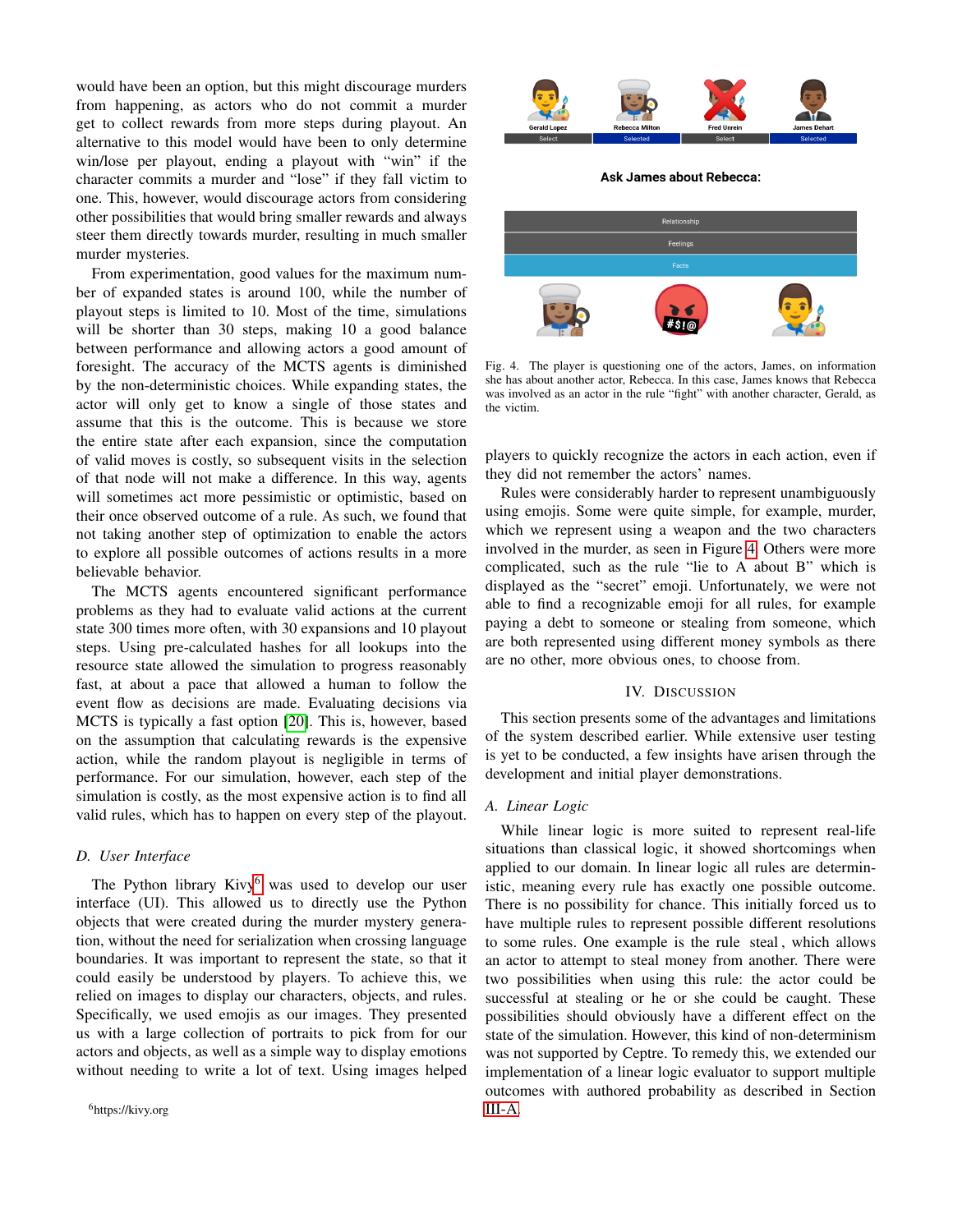would have been an option, but this might discourage murders from happening, as actors who do not commit a murder get to collect rewards from more steps during playout. An alternative to this model would have been to only determine win/lose per playout, ending a playout with "win" if the character commits a murder and "lose" if they fall victim to one. This, however, would discourage actors from considering other possibilities that would bring smaller rewards and always steer them directly towards murder, resulting in much smaller murder mysteries.

From experimentation, good values for the maximum number of expanded states is around 100, while the number of playout steps is limited to 10. Most of the time, simulations will be shorter than 30 steps, making 10 a good balance between performance and allowing actors a good amount of foresight. The accuracy of the MCTS agents is diminished by the non-deterministic choices. While expanding states, the actor will only get to know a single of those states and assume that this is the outcome. This is because we store the entire state after each expansion, since the computation of valid moves is costly, so subsequent visits in the selection of that node will not make a difference. In this way, agents will sometimes act more pessimistic or optimistic, based on their once observed outcome of a rule. As such, we found that not taking another step of optimization to enable the actors to explore all possible outcomes of actions results in a more believable behavior.

The MCTS agents encountered significant performance problems as they had to evaluate valid actions at the current state 300 times more often, with 30 expansions and 10 playout steps. Using pre-calculated hashes for all lookups into the resource state allowed the simulation to progress reasonably fast, at about a pace that allowed a human to follow the event flow as decisions are made. Evaluating decisions via MCTS is typically a fast option [20]. This is, however, based on the assumption that calculating rewards is the expensive action, while the random playout is negligible in terms of performance. For our simulation, however, each step of the simulation is costly, as the most expensive action is to find all valid rules, which has to happen on every step of the playout.

### D. User Interface

The Python library Kivy[6] was used to develop our user interface (UI). This allowed us to directly use the Python objects that were created during the murder mystery generation, without the need for serialization when crossing language boundaries. It was important to represent the state, so that it could easily be understood by players. To achieve this, we relied on images to display our characters, objects, and rules. Specifically, we used emojis as our images. They presented us with a large collection of portraits to pick from for our actors and objects, as well as a simple way to display emotions without needing to write a lot of text. Using images helped players to quickly recognize the actors in each action, even if they did not remember the actors' names.

[6]https://kivy.org

Gerald Lopez | Rebecca Milton | Fred Unrein | James Dehart
Select | Selected | Select | Selected

**Ask James about Rebecca:**

Relationship
Feelings
Facts

Fig. 4. The player is questioning one of the actors, James, on information she has about another actor, Rebecca. In this case, James knows that Rebecca was involved as an actor in the rule "fight" with another character, Gerald, as the victim.

Rules were considerably harder to represent unambiguously using emojis. Some were quite simple, for example, murder, which we represent using a weapon and the two characters involved in the murder, as seen in Figure 4. Others were more complicated, such as the rule "lie to A about B" which is displayed as the "secret" emoji. Unfortunately, we were not able to find a recognizable emoji for all rules, for example paying a debt to someone or stealing from someone, which are both represented using different money symbols as there are no other, more obvious ones, to choose from.

## IV. Discussion

This section presents some of the advantages and limitations of the system described earlier. While extensive user testing is yet to be conducted, a few insights have arisen through the development and initial player demonstrations.

### A. Linear Logic

While linear logic is more suited to represent real-life situations than classical logic, it showed shortcomings when applied to our domain. In linear logic all rules are deterministic, meaning every rule has exactly one possible outcome. There is no possibility for chance. This initially forced us to have multiple rules to represent possible different resolutions to some rules. One example is the rule steal, which allows an actor to attempt to steal money from another. There were two possibilities when using this rule: the actor could be successful at stealing or he or she could be caught. These possibilities should obviously have a different effect on the state of the simulation. However, this kind of non-determinism was not supported by Ceptre. To remedy this, we extended our implementation of a linear logic evaluator to support multiple outcomes with authored probability as described in Section III-A.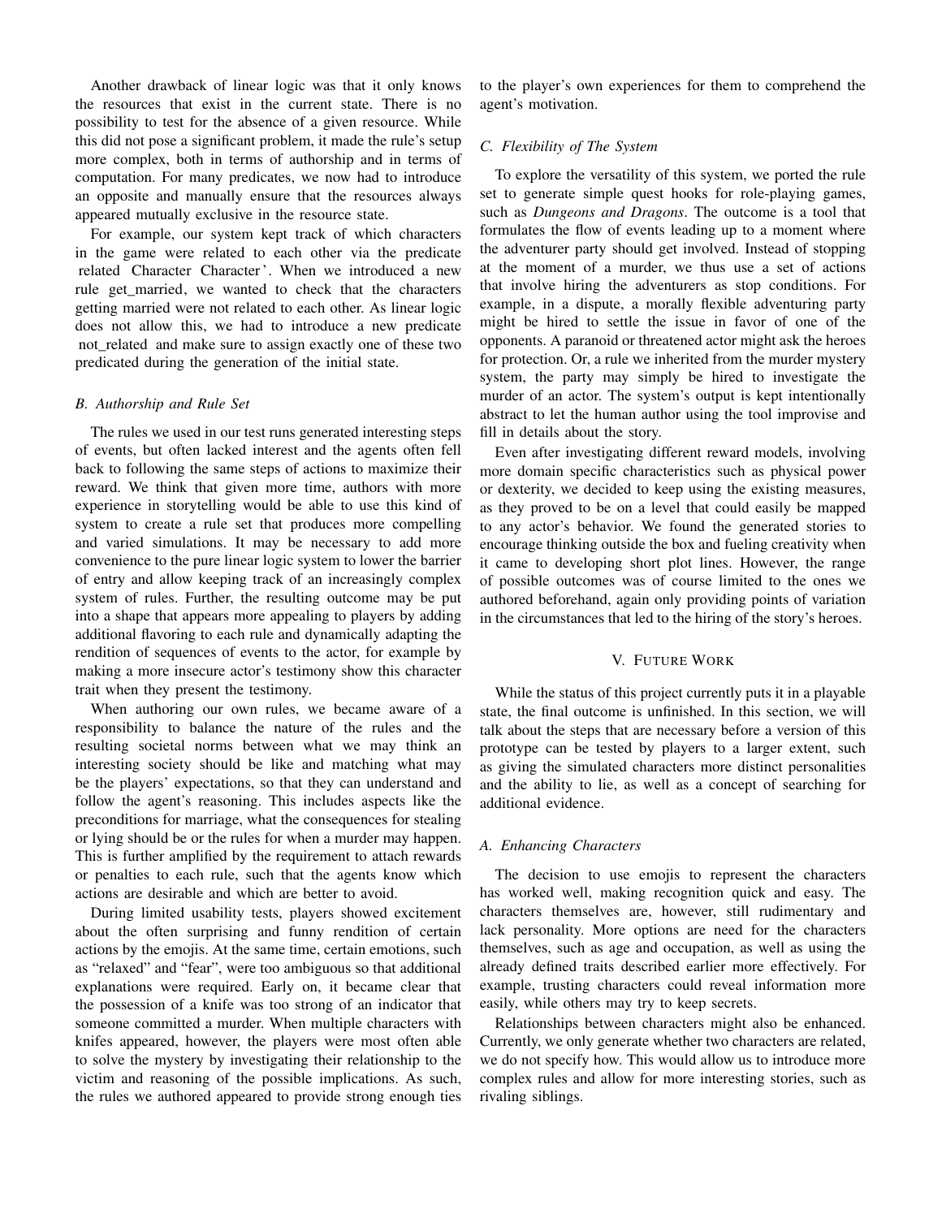Another drawback of linear logic was that it only knows the resources that exist in the current state. There is no possibility to test for the absence of a given resource. While this did not pose a significant problem, it made the rule's setup more complex, both in terms of authorship and in terms of computation. For many predicates, we now had to introduce an opposite and manually ensure that the resources always appeared mutually exclusive in the resource state.

For example, our system kept track of which characters in the game were related to each other via the predicate related Character Character'. When we introduced a new rule get_married, we wanted to check that the characters getting married were not related to each other. As linear logic does not allow this, we had to introduce a new predicate not_related and make sure to assign exactly one of these two predicated during the generation of the initial state.

### B. Authorship and Rule Set

The rules we used in our test runs generated interesting steps of events, but often lacked interest and the agents often fell back to following the same steps of actions to maximize their reward. We think that given more time, authors with more experience in storytelling would be able to use this kind of system to create a rule set that produces more compelling and varied simulations. It may be necessary to add more convenience to the pure linear logic system to lower the barrier of entry and allow keeping track of an increasingly complex system of rules. Further, the resulting outcome may be put into a shape that appears more appealing to players by adding additional flavoring to each rule and dynamically adapting the rendition of sequences of events to the actor, for example by making a more insecure actor's testimony show this character trait when they present the testimony.

When authoring our own rules, we became aware of a responsibility to balance the nature of the rules and the resulting societal norms between what we may think an interesting society should be like and matching what may be the players' expectations, so that they can understand and follow the agent's reasoning. This includes aspects like the preconditions for marriage, what the consequences for stealing or lying should be or the rules for when a murder may happen. This is further amplified by the requirement to attach rewards or penalties to each rule, such that the agents know which actions are desirable and which are better to avoid.

During limited usability tests, players showed excitement about the often surprising and funny rendition of certain actions by the emojis. At the same time, certain emotions, such as "relaxed" and "fear", were too ambiguous so that additional explanations were required. Early on, it became clear that the possession of a knife was too strong of an indicator that someone committed a murder. When multiple characters with knifes appeared, however, the players were most often able to solve the mystery by investigating their relationship to the victim and reasoning of the possible implications. As such, the rules we authored appeared to provide strong enough ties to the player's own experiences for them to comprehend the agent's motivation.

### C. Flexibility of The System

To explore the versatility of this system, we ported the rule set to generate simple quest hooks for role-playing games, such as *Dungeons and Dragons*. The outcome is a tool that formulates the flow of events leading up to a moment where the adventurer party should get involved. Instead of stopping at the moment of a murder, we thus use a set of actions that involve hiring the adventurers as stop conditions. For example, in a dispute, a morally flexible adventuring party might be hired to settle the issue in favor of one of the opponents. A paranoid or threatened actor might ask the heroes for protection. Or, a rule we inherited from the murder mystery system, the party may simply be hired to investigate the murder of an actor. The system's output is kept intentionally abstract to let the human author using the tool improvise and fill in details about the story.

Even after investigating different reward models, involving more domain specific characteristics such as physical power or dexterity, we decided to keep using the existing measures, as they proved to be on a level that could easily be mapped to any actor's behavior. We found the generated stories to encourage thinking outside the box and fueling creativity when it came to developing short plot lines. However, the range of possible outcomes was of course limited to the ones we authored beforehand, again only providing points of variation in the circumstances that led to the hiring of the story's heroes.

## V. Future Work

While the status of this project currently puts it in a playable state, the final outcome is unfinished. In this section, we will talk about the steps that are necessary before a version of this prototype can be tested by players to a larger extent, such as giving the simulated characters more distinct personalities and the ability to lie, as well as a concept of searching for additional evidence.

### A. Enhancing Characters

The decision to use emojis to represent the characters has worked well, making recognition quick and easy. The characters themselves are, however, still rudimentary and lack personality. More options are need for the characters themselves, such as age and occupation, as well as using the already defined traits described earlier more effectively. For example, trusting characters could reveal information more easily, while others may try to keep secrets.

Relationships between characters might also be enhanced. Currently, we only generate whether two characters are related, we do not specify how. This would allow us to introduce more complex rules and allow for more interesting stories, such as rivaling siblings.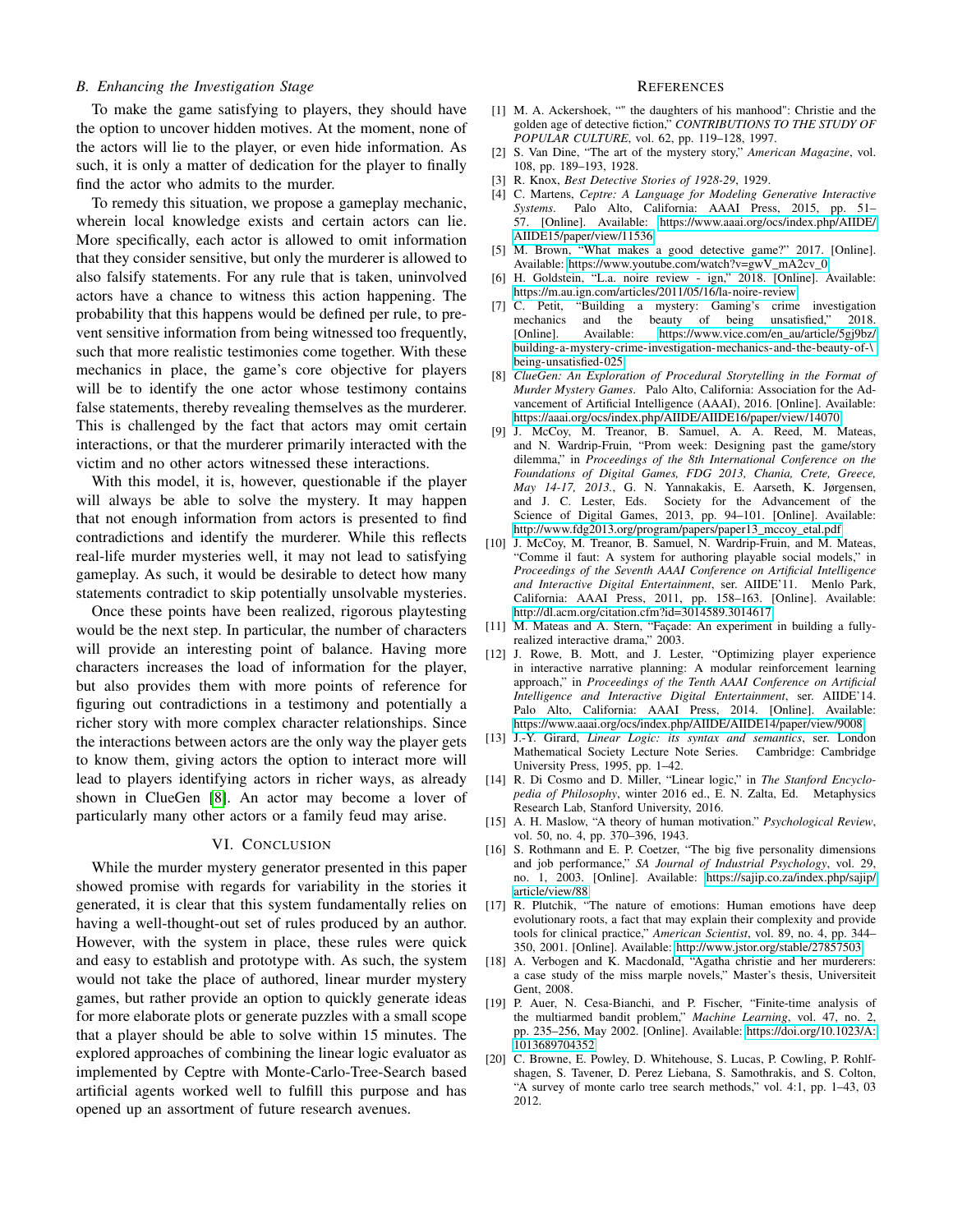### B. Enhancing the Investigation Stage

To make the game satisfying to players, they should have the option to uncover hidden motives. At the moment, none of the actors will lie to the player, or even hide information. As such, it is only a matter of dedication for the player to finally find the actor who admits to the murder.

To remedy this situation, we propose a gameplay mechanic, wherein local knowledge exists and certain actors can lie. More specifically, each actor is allowed to omit information that they consider sensitive, but only the murderer is allowed to also falsify statements. For any rule that is taken, uninvolved actors have a chance to witness this action happening. The probability that this happens would be defined per rule, to prevent sensitive information from being witnessed too frequently, such that more realistic testimonies come together. With these mechanics in place, the game's core objective for players will be to identify the one actor whose testimony contains false statements, thereby revealing themselves as the murderer. This is challenged by the fact that actors may omit certain interactions, or that the murderer primarily interacted with the victim and no other actors witnessed these interactions.

With this model, it is, however, questionable if the player will always be able to solve the mystery. It may happen that not enough information from actors is presented to find contradictions and identify the murderer. While this reflects real-life murder mysteries well, it may not lead to satisfying gameplay. As such, it would be desirable to detect how many statements contradict to skip potentially unsolvable mysteries.

Once these points have been realized, rigorous playtesting would be the next step. In particular, the number of characters will provide an interesting point of balance. Having more characters increases the load of information for the player, but also provides them with more points of reference for figuring out contradictions in a testimony and potentially a richer story with more complex character relationships. Since the interactions between actors are the only way the player gets to know them, giving actors the option to interact more will lead to players identifying actors in richer ways, as already shown in ClueGen [8]. An actor may become a lover of particularly many other actors or a family feud may arise.

## VI. Conclusion

While the murder mystery generator presented in this paper showed promise with regards for variability in the stories it generated, it is clear that this system fundamentally relies on having a well-thought-out set of rules produced by an author. However, with the system in place, these rules were quick and easy to establish and prototype with. As such, the system would not take the place of authored, linear murder mystery games, but rather provide an option to quickly generate ideas for more elaborate plots or generate puzzles with a small scope that a player should be able to solve within 15 minutes. The explored approaches of combining the linear logic evaluator as implemented by Ceptre with Monte-Carlo-Tree-Search based artificial agents worked well to fulfill this purpose and has opened up an assortment of future research avenues.

## References

[1] M. A. Ackershoek, "" the daughters of his manhood": Christie and the golden age of detective fiction," *CONTRIBUTIONS TO THE STUDY OF POPULAR CULTURE*, vol. 62, pp. 119–128, 1997.

[2] S. Van Dine, "The art of the mystery story," *American Magazine*, vol. 108, pp. 189–193, 1928.

[3] R. Knox, *Best Detective Stories of 1928-29*, 1929.

[4] C. Martens, *Ceptre: A Language for Modeling Generative Interactive Systems*. Palo Alto, California: AAAI Press, 2015, pp. 51–57. [Online]. Available: https://www.aaai.org/ocs/index.php/AIIDE/AIIDE15/paper/view/11536

[5] M. Brown, "What makes a good detective game?" 2017. [Online]. Available: https://www.youtube.com/watch?v=gwV_mA2cv_0

[6] H. Goldstein, "L.a. noire review - ign," 2018. [Online]. Available: https://m.au.ign.com/articles/2011/05/16/la-noire-review

[7] C. Petit, "Building a mystery: Gaming's crime investigation mechanics and the beauty of being unsatisfied," 2018. [Online]. Available: https://www.vice.com/en_au/article/5gj9bz/building-a-mystery-crime-investigation-mechanics-and-the-beauty-of-\being-unsatisfied-025

[8] *ClueGen: An Exploration of Procedural Storytelling in the Format of Murder Mystery Games*. Palo Alto, California: Association for the Advancement of Artificial Intelligence (AAAI), 2016. [Online]. Available: https://aaai.org/ocs/index.php/AIIDE/AIIDE16/paper/view/14070

[9] J. McCoy, M. Treanor, B. Samuel, A. A. Reed, M. Mateas, and N. Wardrip-Fruin, "Prom week: Designing past the game/story dilemma," in *Proceedings of the 8th International Conference on the Foundations of Digital Games, FDG 2013, Chania, Crete, Greece, May 14-17, 2013.*, G. N. Yannakakis, E. Aarseth, K. Jørgensen, and J. C. Lester, Eds. Society for the Advancement of the Science of Digital Games, 2013, pp. 94–101. [Online]. Available: http://www.fdg2013.org/program/papers/paper13_mccoy_etal.pdf

[10] J. McCoy, M. Treanor, B. Samuel, N. Wardrip-Fruin, and M. Mateas, "Comme il faut: A system for authoring playable social models," in *Proceedings of the Seventh AAAI Conference on Artificial Intelligence and Interactive Digital Entertainment*, ser. AIIDE'11. Menlo Park, California: AAAI Press, 2011, pp. 158–163. [Online]. Available: http://dl.acm.org/citation.cfm?id=3014589.3014617

[11] M. Mateas and A. Stern, "Façade: An experiment in building a fully-realized interactive drama," 2003.

[12] J. Rowe, B. Mott, and J. Lester, "Optimizing player experience in interactive narrative planning: A modular reinforcement learning approach," in *Proceedings of the Tenth AAAI Conference on Artificial Intelligence and Interactive Digital Entertainment*, ser. AIIDE'14. Palo Alto, California: AAAI Press, 2014. [Online]. Available: https://www.aaai.org/ocs/index.php/AIIDE/AIIDE14/paper/view/9008

[13] J.-Y. Girard, *Linear Logic: its syntax and semantics*, ser. London Mathematical Society Lecture Note Series. Cambridge: Cambridge University Press, 1995, pp. 1–42.

[14] R. Di Cosmo and D. Miller, "Linear logic," in *The Stanford Encyclopedia of Philosophy*, winter 2016 ed., E. N. Zalta, Ed. Metaphysics Research Lab, Stanford University, 2016.

[15] A. H. Maslow, "A theory of human motivation." *Psychological Review*, vol. 50, no. 4, pp. 370–396, 1943.

[16] S. Rothmann and E. P. Coetzer, "The big five personality dimensions and job performance," *SA Journal of Industrial Psychology*, vol. 29, no. 1, 2003. [Online]. Available: https://sajip.co.za/index.php/sajip/article/view/88

[17] R. Plutchik, "The nature of emotions: Human emotions have deep evolutionary roots, a fact that may explain their complexity and provide tools for clinical practice," *American Scientist*, vol. 89, no. 4, pp. 344–350, 2001. [Online]. Available: http://www.jstor.org/stable/27857503

[18] A. Verbogen and K. Macdonald, "Agatha christie and her murderers: a case study of the miss marple novels," Master's thesis, Universiteit Gent, 2008.

[19] P. Auer, N. Cesa-Bianchi, and P. Fischer, "Finite-time analysis of the multiarmed bandit problem," *Machine Learning*, vol. 47, no. 2, pp. 235–256, May 2002. [Online]. Available: https://doi.org/10.1023/A:1013689704352

[20] C. Browne, E. Powley, D. Whitehouse, S. Lucas, P. Cowling, P. Rohlfshagen, S. Tavener, D. Perez Liebana, S. Samothrakis, and S. Colton, "A survey of monte carlo tree search methods," vol. 4:1, pp. 1–43, 03 2012.